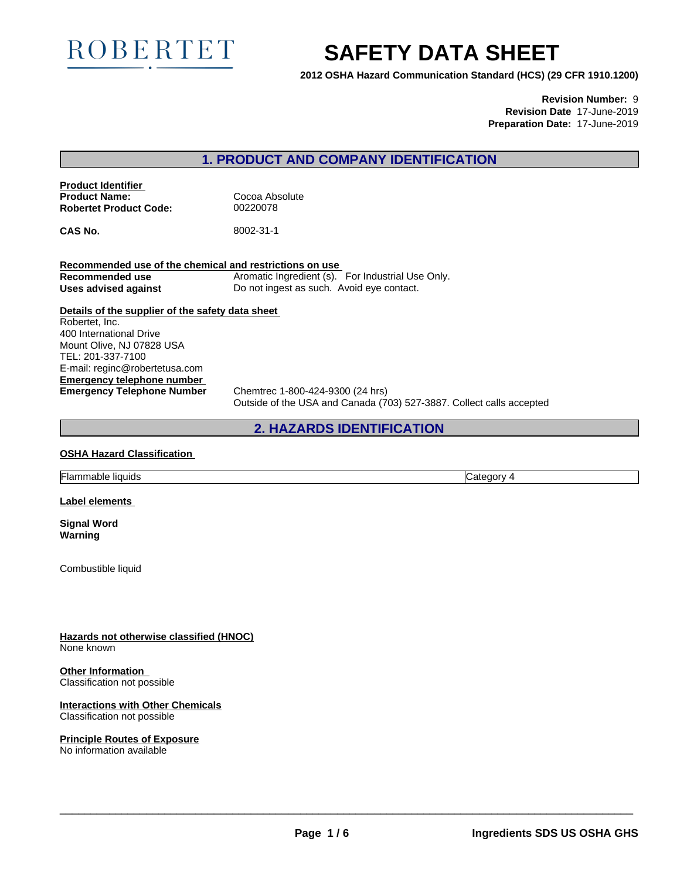ROBERTET

# SAFETY DATA SHEET

**2012 OSHA Hazard Communication Standard (HCS) (29 CFR 1910.1200)**

**Revision Number:** 9
**Revision Date** 17-June-2019
**Preparation Date:** 17-June-2019

## 1. PRODUCT AND COMPANY IDENTIFICATION

**Product Identifier**

| | |
|---|---|
| **Product Name:** | Cocoa Absolute |
| **Robertet Product Code:** | 00220078 |
| **CAS No.** | 8002-31-1 |

**Recommended use of the chemical and restrictions on use**

| | |
|---|---|
| **Recommended use** | Aromatic Ingredient (s). For Industrial Use Only. |
| **Uses advised against** | Do not ingest as such. Avoid eye contact. |

**Details of the supplier of the safety data sheet**

Robertet, Inc.
400 International Drive
Mount Olive, NJ 07828 USA
TEL: 201-337-7100
E-mail: reginc@robertetusa.com

**Emergency telephone number**

**Emergency Telephone Number** Chemtrec 1-800-424-9300 (24 hrs)
Outside of the USA and Canada (703) 527-3887. Collect calls accepted

## 2. HAZARDS IDENTIFICATION

**OSHA Hazard Classification**

| | |
|---|---|
| Flammable liquids | Category 4 |

**Label elements**

**Signal Word**
**Warning**

Combustible liquid

**Hazards not otherwise classified (HNOC)**
None known

**Other Information**
Classification not possible

**Interactions with Other Chemicals**
Classification not possible

**Principle Routes of Exposure**
No information available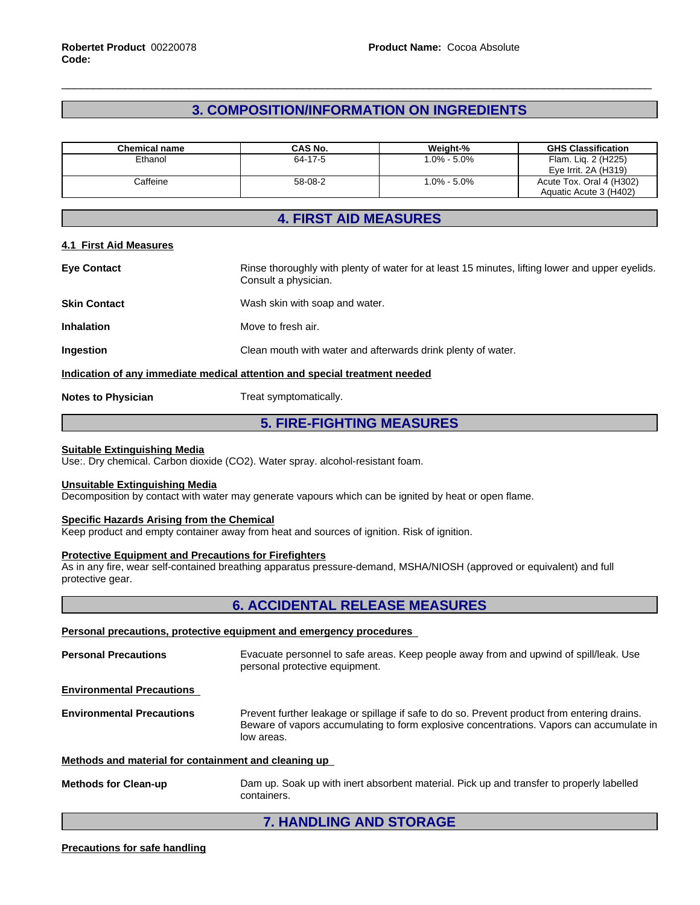## 3. COMPOSITION/INFORMATION ON INGREDIENTS

| Chemical name | CAS No. | Weight-% | GHS Classification |
|---|---|---|---|
| Ethanol | 64-17-5 | 1.0% - 5.0% | Flam. Liq. 2 (H225)<br>Eye Irrit. 2A (H319) |
| Caffeine | 58-08-2 | 1.0% - 5.0% | Acute Tox. Oral 4 (H302)<br>Aquatic Acute 3 (H402) |

## 4. FIRST AID MEASURES

### 4.1 First Aid Measures

**Eye Contact** Rinse thoroughly with plenty of water for at least 15 minutes, lifting lower and upper eyelids. Consult a physician.

**Skin Contact** Wash skin with soap and water.

**Inhalation** Move to fresh air.

**Ingestion** Clean mouth with water and afterwards drink plenty of water.

### Indication of any immediate medical attention and special treatment needed

**Notes to Physician** Treat symptomatically.

## 5. FIRE-FIGHTING MEASURES

### Suitable Extinguishing Media

Use:. Dry chemical. Carbon dioxide ($CO_2$). Water spray. alcohol-resistant foam.

### Unsuitable Extinguishing Media

Decomposition by contact with water may generate vapours which can be ignited by heat or open flame.

### Specific Hazards Arising from the Chemical

Keep product and empty container away from heat and sources of ignition. Risk of ignition.

### Protective Equipment and Precautions for Firefighters

As in any fire, wear self-contained breathing apparatus pressure-demand, MSHA/NIOSH (approved or equivalent) and full protective gear.

## 6. ACCIDENTAL RELEASE MEASURES

### Personal precautions, protective equipment and emergency procedures

**Personal Precautions** Evacuate personnel to safe areas. Keep people away from and upwind of spill/leak. Use personal protective equipment.

### Environmental Precautions

**Environmental Precautions** Prevent further leakage or spillage if safe to do so. Prevent product from entering drains. Beware of vapors accumulating to form explosive concentrations. Vapors can accumulate in low areas.

### Methods and material for containment and cleaning up

**Methods for Clean-up** Dam up. Soak up with inert absorbent material. Pick up and transfer to properly labelled containers.

## 7. HANDLING AND STORAGE

### Precautions for safe handling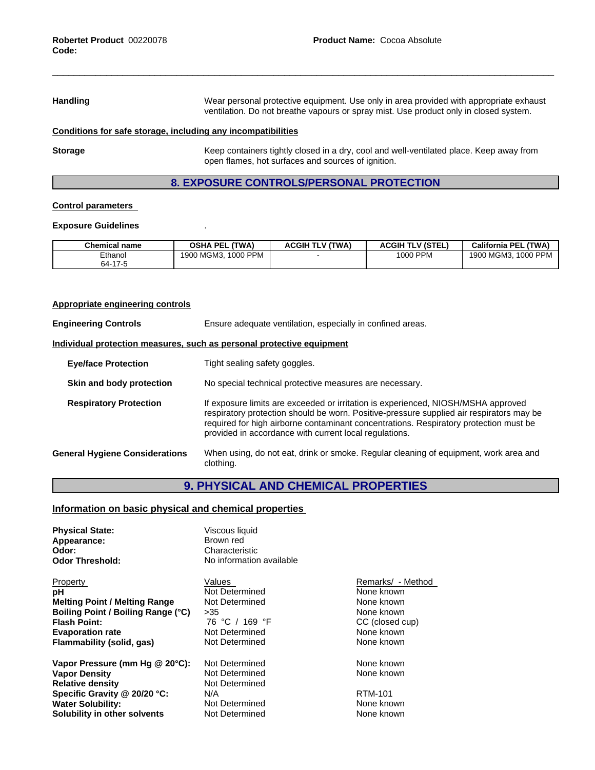**Handling** Wear personal protective equipment. Use only in area provided with appropriate exhaust ventilation. Do not breathe vapours or spray mist. Use product only in closed system.

**Conditions for safe storage, including any incompatibilities**

**Storage** Keep containers tightly closed in a dry, cool and well-ventilated place. Keep away from open flames, hot surfaces and sources of ignition.

## 8. EXPOSURE CONTROLS/PERSONAL PROTECTION

**Control parameters**

**Exposure Guidelines** .

| Chemical name | OSHA PEL (TWA) | ACGIH TLV (TWA) | ACGIH TLV (STEL) | California PEL (TWA) |
|---|---|---|---|---|
| Ethanol<br>64-17-5 | 1900 MGM3, 1000 PPM | - | 1000 PPM | 1900 MGM3, 1000 PPM |

**Appropriate engineering controls**

**Engineering Controls** Ensure adequate ventilation, especially in confined areas.

**Individual protection measures, such as personal protective equipment**

**Eye/face Protection** Tight sealing safety goggles.

**Skin and body protection** No special technical protective measures are necessary.

**Respiratory Protection** If exposure limits are exceeded or irritation is experienced, NIOSH/MSHA approved respiratory protection should be worn. Positive-pressure supplied air respirators may be required for high airborne contaminant concentrations. Respiratory protection must be provided in accordance with current local regulations.

**General Hygiene Considerations** When using, do not eat, drink or smoke. Regular cleaning of equipment, work area and clothing.

## 9. PHYSICAL AND CHEMICAL PROPERTIES

**Information on basic physical and chemical properties**

**Physical State:** Viscous liquid
**Appearance:** Brown red
**Odor:** Characteristic
**Odor Threshold:** No information available

| Property | Values | Remarks/ - Method |
|---|---|---|
| **pH** | Not Determined | None known |
| **Melting Point / Melting Range** | Not Determined | None known |
| **Boiling Point / Boiling Range (°C)** | >35 | None known |
| **Flash Point:** | 76 °C / 169 °F | CC (closed cup) |
| **Evaporation rate** | Not Determined | None known |
| **Flammability (solid, gas)** | Not Determined | None known |
| **Vapor Pressure (mm Hg @ 20°C):** | Not Determined | None known |
| **Vapor Density** | Not Determined | None known |
| **Relative density** | Not Determined | |
| **Specific Gravity @ 20/20 °C:** | N/A | RTM-101 |
| **Water Solubility:** | Not Determined | None known |
| **Solubility in other solvents** | Not Determined | None known |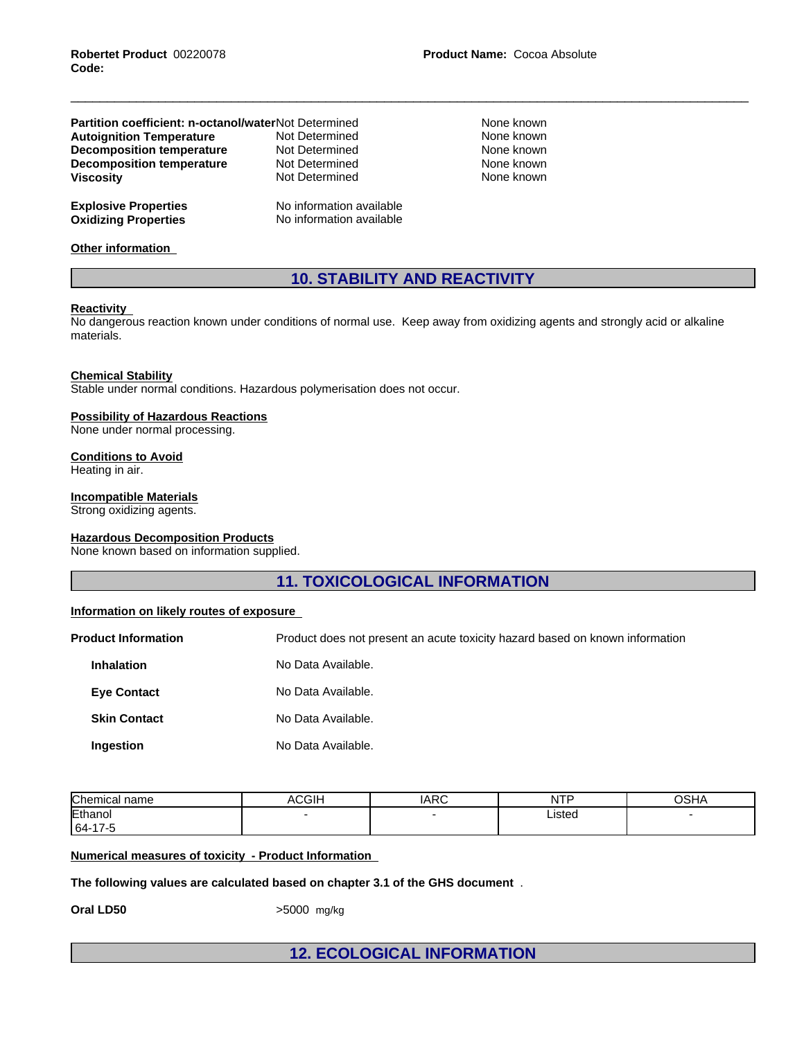| | | |
|---|---|---|
| **Partition coefficient: n-octanol/water** | Not Determined | None known |
| **Autoignition Temperature** | Not Determined | None known |
| **Decomposition temperature** | Not Determined | None known |
| **Decomposition temperature** | Not Determined | None known |
| **Viscosity** | Not Determined | None known |

**Explosive Properties** No information available
**Oxidizing Properties** No information available

**Other information**

## 10. STABILITY AND REACTIVITY

**Reactivity**
No dangerous reaction known under conditions of normal use. Keep away from oxidizing agents and strongly acid or alkaline materials.

**Chemical Stability**
Stable under normal conditions. Hazardous polymerisation does not occur.

**Possibility of Hazardous Reactions**
None under normal processing.

**Conditions to Avoid**
Heating in air.

**Incompatible Materials**
Strong oxidizing agents.

**Hazardous Decomposition Products**
None known based on information supplied.

## 11. TOXICOLOGICAL INFORMATION

**Information on likely routes of exposure**

**Product Information** Product does not present an acute toxicity hazard based on known information

**Inhalation** No Data Available.

**Eye Contact** No Data Available.

**Skin Contact** No Data Available.

**Ingestion** No Data Available.

| Chemical name | ACGIH | IARC | NTP | OSHA |
|---|---|---|---|---|
| Ethanol 64-17-5 | - | - | Listed | - |

**Numerical measures of toxicity - Product Information**

**The following values are calculated based on chapter 3.1 of the GHS document** .

**Oral LD50** >5000 mg/kg

## 12. ECOLOGICAL INFORMATION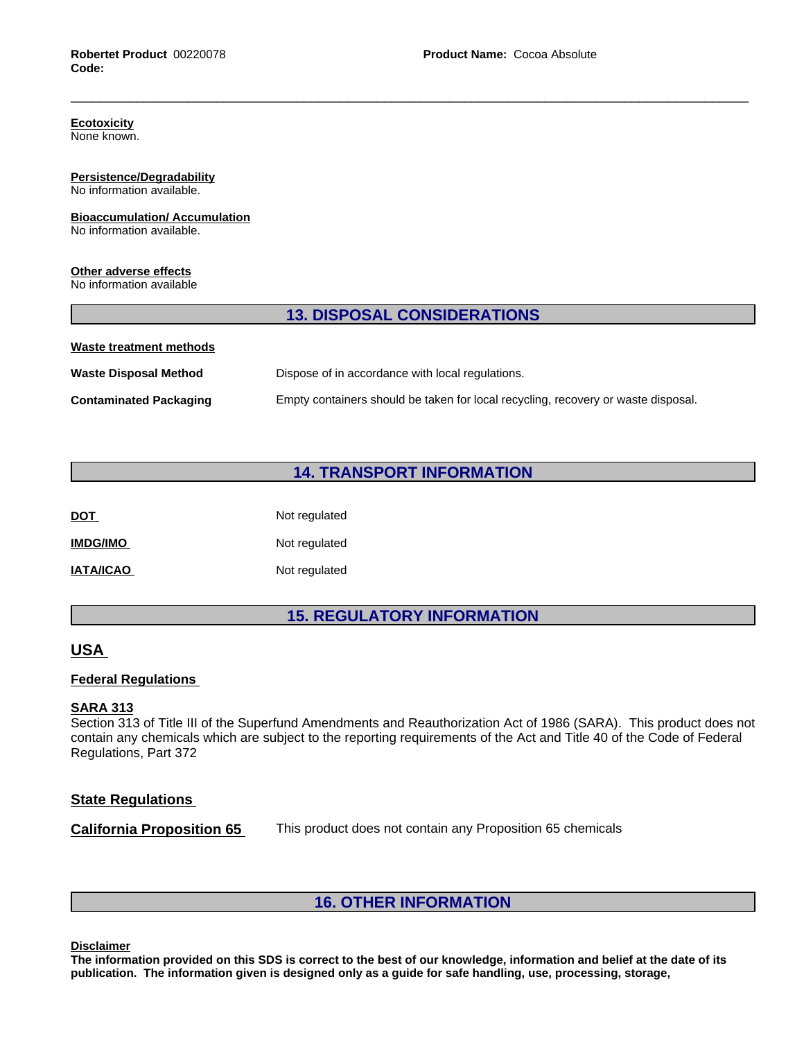**Ecotoxicity**
None known.

**Persistence/Degradability**
No information available.

**Bioaccumulation/ Accumulation**
No information available.

**Other adverse effects**
No information available

## 13. DISPOSAL CONSIDERATIONS

**Waste treatment methods**

| | |
|---|---|
| **Waste Disposal Method** | Dispose of in accordance with local regulations. |
| **Contaminated Packaging** | Empty containers should be taken for local recycling, recovery or waste disposal. |

## 14. TRANSPORT INFORMATION

| | |
|---|---|
| **DOT** | Not regulated |
| **IMDG/IMO** | Not regulated |
| **IATA/ICAO** | Not regulated |

## 15. REGULATORY INFORMATION

### USA

**Federal Regulations**

**SARA 313**
Section 313 of Title III of the Superfund Amendments and Reauthorization Act of 1986 (SARA). This product does not contain any chemicals which are subject to the reporting requirements of the Act and Title 40 of the Code of Federal Regulations, Part 372

**State Regulations**

**California Proposition 65** This product does not contain any Proposition 65 chemicals

## 16. OTHER INFORMATION

**Disclaimer**
**The information provided on this SDS is correct to the best of our knowledge, information and belief at the date of its publication. The information given is designed only as a guide for safe handling, use, processing, storage,**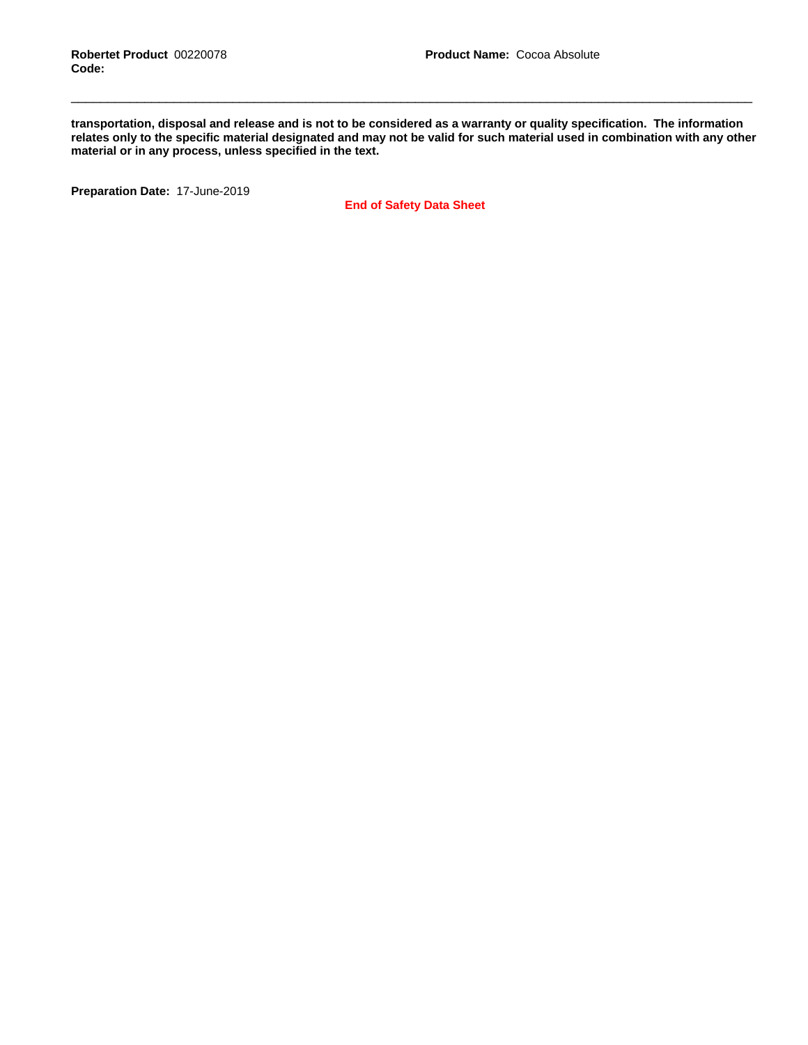**transportation, disposal and release and is not to be considered as a warranty or quality specification. The information relates only to the specific material designated and may not be valid for such material used in combination with any other material or in any process, unless specified in the text.**

**Preparation Date:** 17-June-2019

**End of Safety Data Sheet**